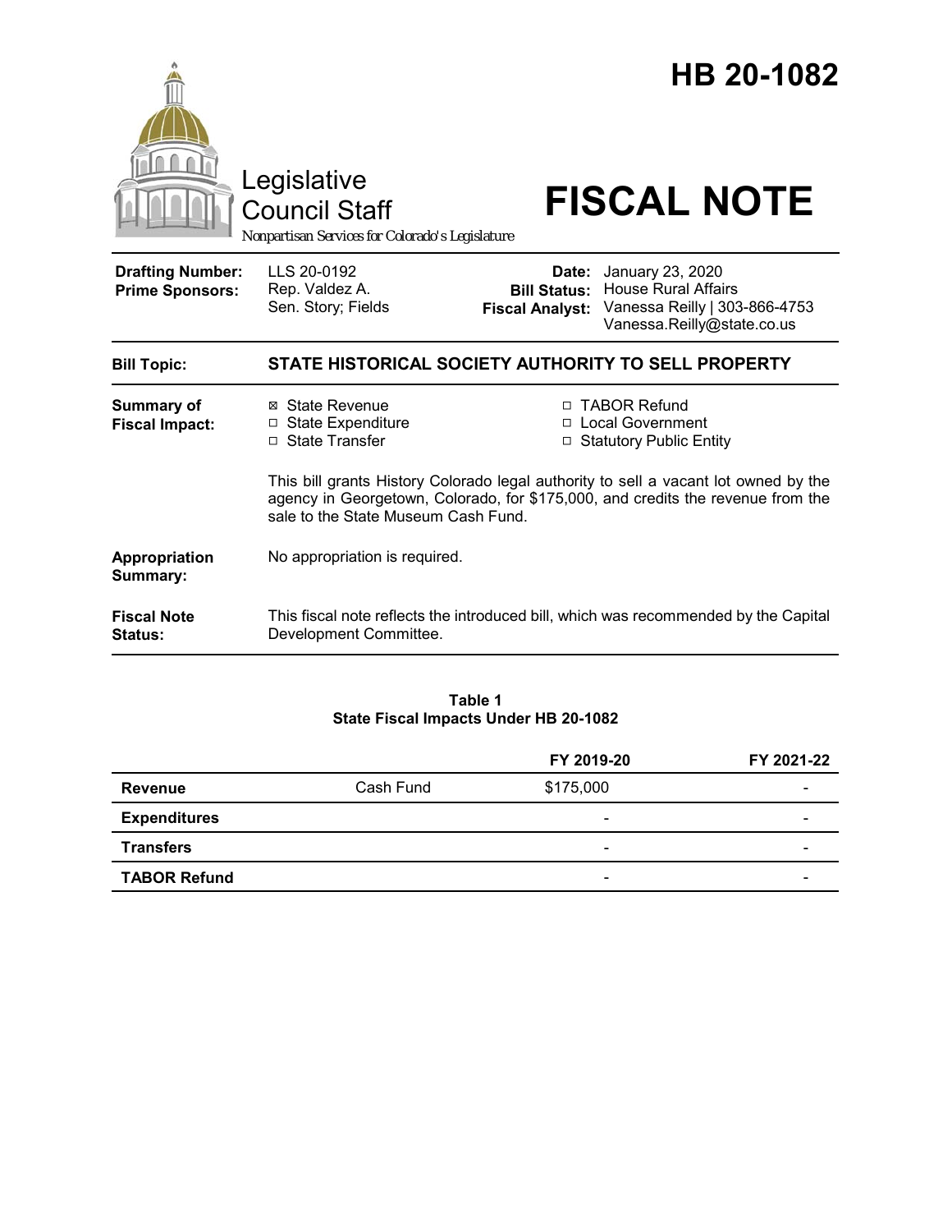# HB 20-1082

Legislative Council Staff

*Nonpartisan Services for Colorado's Legislature*

# FISCAL NOTE

| | | | |
|---|---|---|---|
| **Drafting Number:** | LLS 20-0192 | **Date:** | January 23, 2020 |
| **Prime Sponsors:** | Rep. Valdez A. | **Bill Status:** | House Rural Affairs |
| | Sen. Story; Fields | **Fiscal Analyst:** | Vanessa Reilly \| 303-866-4753 |
| | | | Vanessa.Reilly@state.co.us |

**Bill Topic:** **STATE HISTORICAL SOCIETY AUTHORITY TO SELL PROPERTY**

**Summary of Fiscal Impact:**

- ☒ State Revenue
- ☐ State Expenditure
- ☐ State Transfer
- ☐ TABOR Refund
- ☐ Local Government
- ☐ Statutory Public Entity

This bill grants History Colorado legal authority to sell a vacant lot owned by the agency in Georgetown, Colorado, for $175,000, and credits the revenue from the sale to the State Museum Cash Fund.

**Appropriation Summary:** No appropriation is required.

**Fiscal Note Status:** This fiscal note reflects the introduced bill, which was recommended by the Capital Development Committee.

**Table 1**
**State Fiscal Impacts Under HB 20-1082**

| | | FY 2019-20 | FY 2021-22 |
|---|---|---|---|
| **Revenue** | Cash Fund | $175,000 | - |
| **Expenditures** | | - | - |
| **Transfers** | | - | - |
| **TABOR Refund** | | - | - |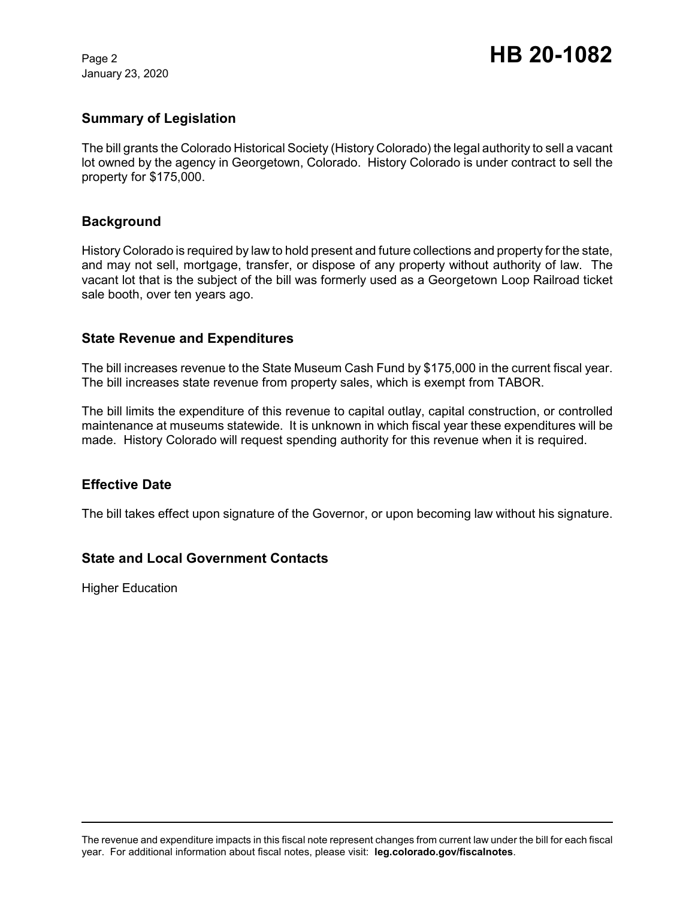## Summary of Legislation

The bill grants the Colorado Historical Society (History Colorado) the legal authority to sell a vacant lot owned by the agency in Georgetown, Colorado. History Colorado is under contract to sell the property for $175,000.

## Background

History Colorado is required by law to hold present and future collections and property for the state, and may not sell, mortgage, transfer, or dispose of any property without authority of law. The vacant lot that is the subject of the bill was formerly used as a Georgetown Loop Railroad ticket sale booth, over ten years ago.

## State Revenue and Expenditures

The bill increases revenue to the State Museum Cash Fund by $175,000 in the current fiscal year. The bill increases state revenue from property sales, which is exempt from TABOR.

The bill limits the expenditure of this revenue to capital outlay, capital construction, or controlled maintenance at museums statewide. It is unknown in which fiscal year these expenditures will be made. History Colorado will request spending authority for this revenue when it is required.

## Effective Date

The bill takes effect upon signature of the Governor, or upon becoming law without his signature.

## State and Local Government Contacts

Higher Education

The revenue and expenditure impacts in this fiscal note represent changes from current law under the bill for each fiscal year. For additional information about fiscal notes, please visit: **leg.colorado.gov/fiscalnotes**.